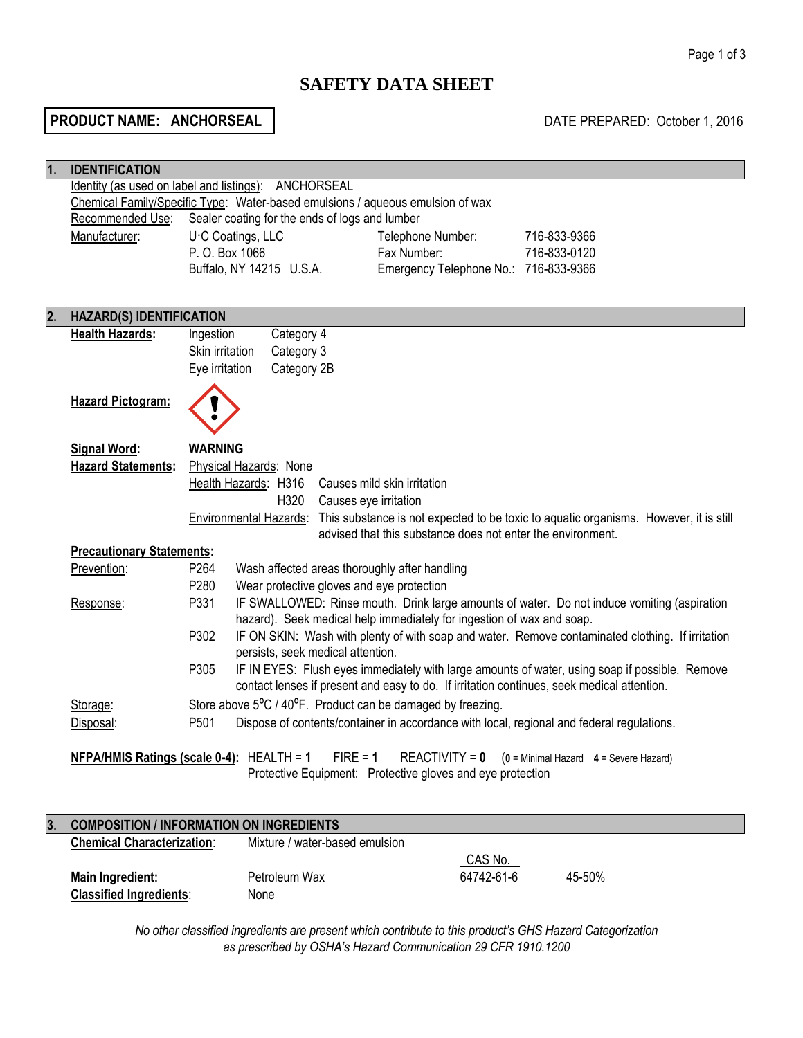# SAFETY DATA SHEET

**PRODUCT NAME: ANCHORSEAL**

DATE PREPARED: October 1, 2016

## 1. IDENTIFICATION

Identity (as used on label and listings): ANCHORSEAL

Chemical Family/Specific Type: Water-based emulsions / aqueous emulsion of wax

Recommended Use: Sealer coating for the ends of logs and lumber

Manufacturer:
U·C Coatings, LLC
P. O. Box 1066
Buffalo, NY 14215 U.S.A.

Telephone Number: 716-833-9366
Fax Number: 716-833-0120
Emergency Telephone No.: 716-833-9366

## 2. HAZARD(S) IDENTIFICATION

**Health Hazards:**

| | |
|---|---|
| Ingestion | Category 4 |
| Skin irritation | Category 3 |
| Eye irritation | Category 2B |

**Hazard Pictogram:** (exclamation mark)

**Signal Word:** **WARNING**

**Hazard Statements:**

Physical Hazards: None

Health Hazards:
- H316 Causes mild skin irritation
- H320 Causes eye irritation

Environmental Hazards: This substance is not expected to be toxic to aquatic organisms. However, it is still advised that this substance does not enter the environment.

**Precautionary Statements:**

Prevention:
- P264 Wash affected areas thoroughly after handling
- P280 Wear protective gloves and eye protection

Response:
- P331 IF SWALLOWED: Rinse mouth. Drink large amounts of water. Do not induce vomiting (aspiration hazard). Seek medical help immediately for ingestion of wax and soap.
- P302 IF ON SKIN: Wash with plenty of with soap and water. Remove contaminated clothing. If irritation persists, seek medical attention.
- P305 IF IN EYES: Flush eyes immediately with large amounts of water, using soap if possible. Remove contact lenses if present and easy to do. If irritation continues, seek medical attention.

Storage: Store above 5°C / 40°F. Product can be damaged by freezing.

Disposal: P501 Dispose of contents/container in accordance with local, regional and federal regulations.

**NFPA/HMIS Ratings (scale 0-4):** HEALTH = **1** FIRE = **1** REACTIVITY = **0** (**0** = Minimal Hazard **4** = Severe Hazard)
Protective Equipment: Protective gloves and eye protection

## 3. COMPOSITION / INFORMATION ON INGREDIENTS

**Chemical Characterization**: Mixture / water-based emulsion

| | | CAS No. | |
|---|---|---|---|
| **Main Ingredient:** | Petroleum Wax | 64742-61-6 | 45-50% |
| **Classified Ingredients**: | None | | |

*No other classified ingredients are present which contribute to this product's GHS Hazard Categorization as prescribed by OSHA's Hazard Communication 29 CFR 1910.1200*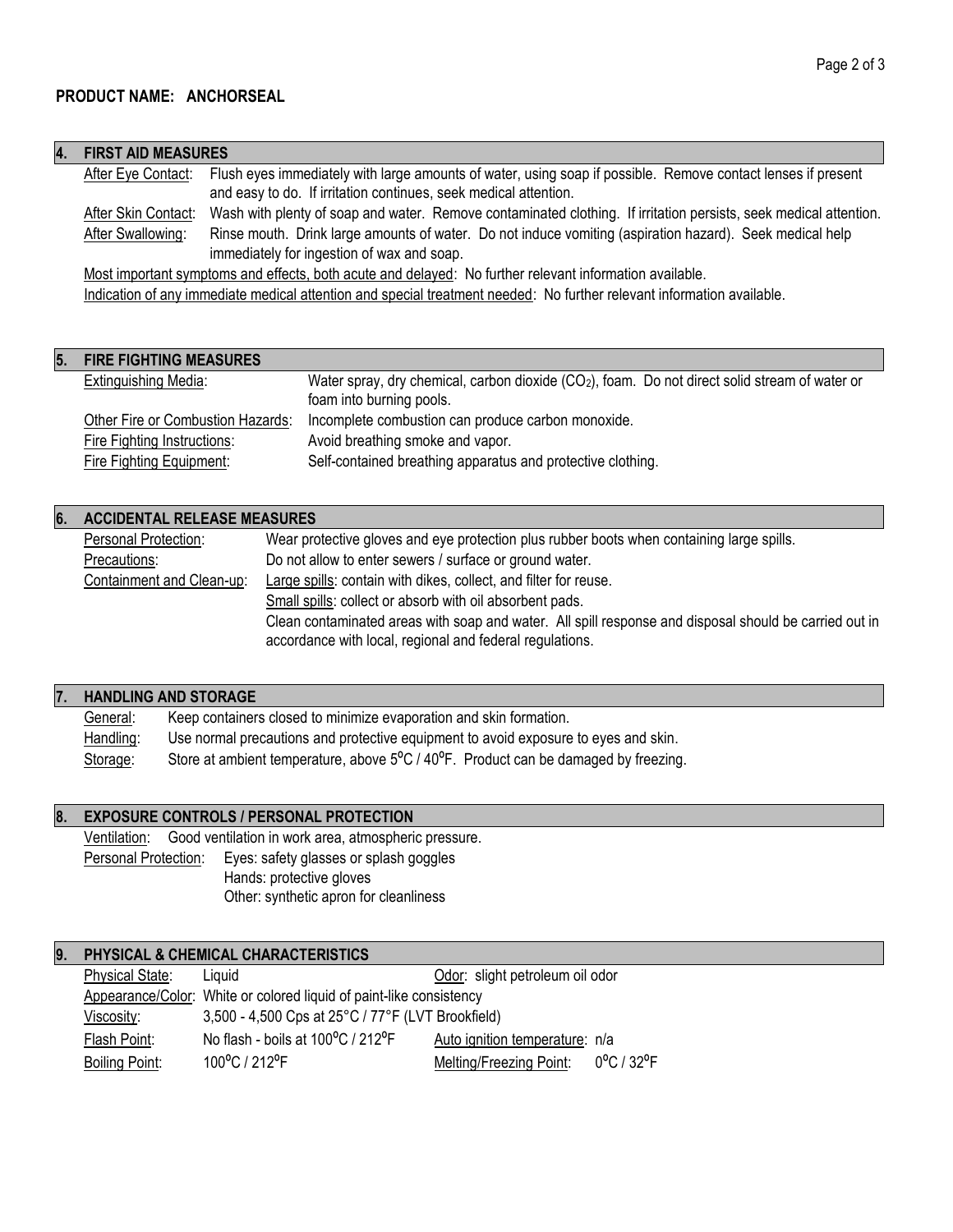**PRODUCT NAME: ANCHORSEAL**

## 4. FIRST AID MEASURES

After Eye Contact: Flush eyes immediately with large amounts of water, using soap if possible. Remove contact lenses if present and easy to do. If irritation continues, seek medical attention.

After Skin Contact: Wash with plenty of soap and water. Remove contaminated clothing. If irritation persists, seek medical attention.

After Swallowing: Rinse mouth. Drink large amounts of water. Do not induce vomiting (aspiration hazard). Seek medical help immediately for ingestion of wax and soap.

Most important symptoms and effects, both acute and delayed: No further relevant information available.

Indication of any immediate medical attention and special treatment needed: No further relevant information available.

## 5. FIRE FIGHTING MEASURES

Extinguishing Media: Water spray, dry chemical, carbon dioxide ($CO_2$), foam. Do not direct solid stream of water or foam into burning pools.

Other Fire or Combustion Hazards: Incomplete combustion can produce carbon monoxide.

Fire Fighting Instructions: Avoid breathing smoke and vapor.

Fire Fighting Equipment: Self-contained breathing apparatus and protective clothing.

## 6. ACCIDENTAL RELEASE MEASURES

Personal Protection: Wear protective gloves and eye protection plus rubber boots when containing large spills.

Precautions: Do not allow to enter sewers / surface or ground water.

Containment and Clean-up: Large spills: contain with dikes, collect, and filter for reuse.
Small spills: collect or absorb with oil absorbent pads.
Clean contaminated areas with soap and water. All spill response and disposal should be carried out in accordance with local, regional and federal regulations.

## 7. HANDLING AND STORAGE

General: Keep containers closed to minimize evaporation and skin formation.

Handling: Use normal precautions and protective equipment to avoid exposure to eyes and skin.

Storage: Store at ambient temperature, above 5°C / 40°F. Product can be damaged by freezing.

## 8. EXPOSURE CONTROLS / PERSONAL PROTECTION

Ventilation: Good ventilation in work area, atmospheric pressure.

Personal Protection: Eyes: safety glasses or splash goggles
Hands: protective gloves
Other: synthetic apron for cleanliness

## 9. PHYSICAL & CHEMICAL CHARACTERISTICS

Physical State: Liquid

Odor: slight petroleum oil odor

Appearance/Color: White or colored liquid of paint-like consistency

Viscosity: 3,500 - 4,500 Cps at 25°C / 77°F (LVT Brookfield)

Flash Point: No flash - boils at 100°C / 212°F

Auto ignition temperature: n/a

Boiling Point: 100°C / 212°F

Melting/Freezing Point: 0°C / 32°F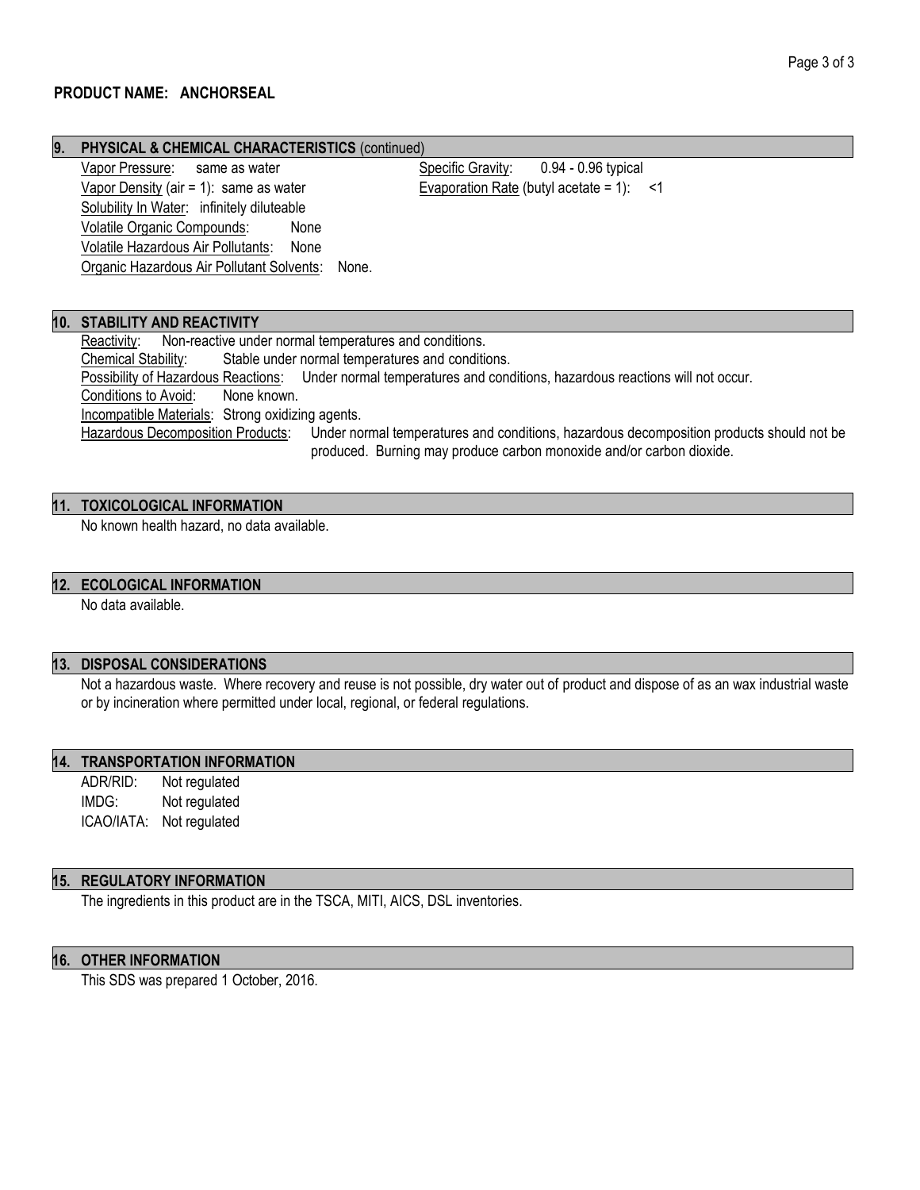**PRODUCT NAME: ANCHORSEAL**

## 9. PHYSICAL & CHEMICAL CHARACTERISTICS (continued)

Vapor Pressure: same as water

Vapor Density (air = 1): same as water

Solubility In Water: infinitely diluteable

Volatile Organic Compounds: None

Volatile Hazardous Air Pollutants: None

Organic Hazardous Air Pollutant Solvents: None.

Specific Gravity: 0.94 - 0.96 typical

Evaporation Rate (butyl acetate = 1): <1

## 10. STABILITY AND REACTIVITY

Reactivity: Non-reactive under normal temperatures and conditions.

Chemical Stability: Stable under normal temperatures and conditions.

Possibility of Hazardous Reactions: Under normal temperatures and conditions, hazardous reactions will not occur.

Conditions to Avoid: None known.

Incompatible Materials: Strong oxidizing agents.

Hazardous Decomposition Products: Under normal temperatures and conditions, hazardous decomposition products should not be produced. Burning may produce carbon monoxide and/or carbon dioxide.

## 11. TOXICOLOGICAL INFORMATION

No known health hazard, no data available.

## 12. ECOLOGICAL INFORMATION

No data available.

## 13. DISPOSAL CONSIDERATIONS

Not a hazardous waste. Where recovery and reuse is not possible, dry water out of product and dispose of as an wax industrial waste or by incineration where permitted under local, regional, or federal regulations.

## 14. TRANSPORTATION INFORMATION

ADR/RID: Not regulated

IMDG: Not regulated

ICAO/IATA: Not regulated

## 15. REGULATORY INFORMATION

The ingredients in this product are in the TSCA, MITI, AICS, DSL inventories.

## 16. OTHER INFORMATION

This SDS was prepared 1 October, 2016.